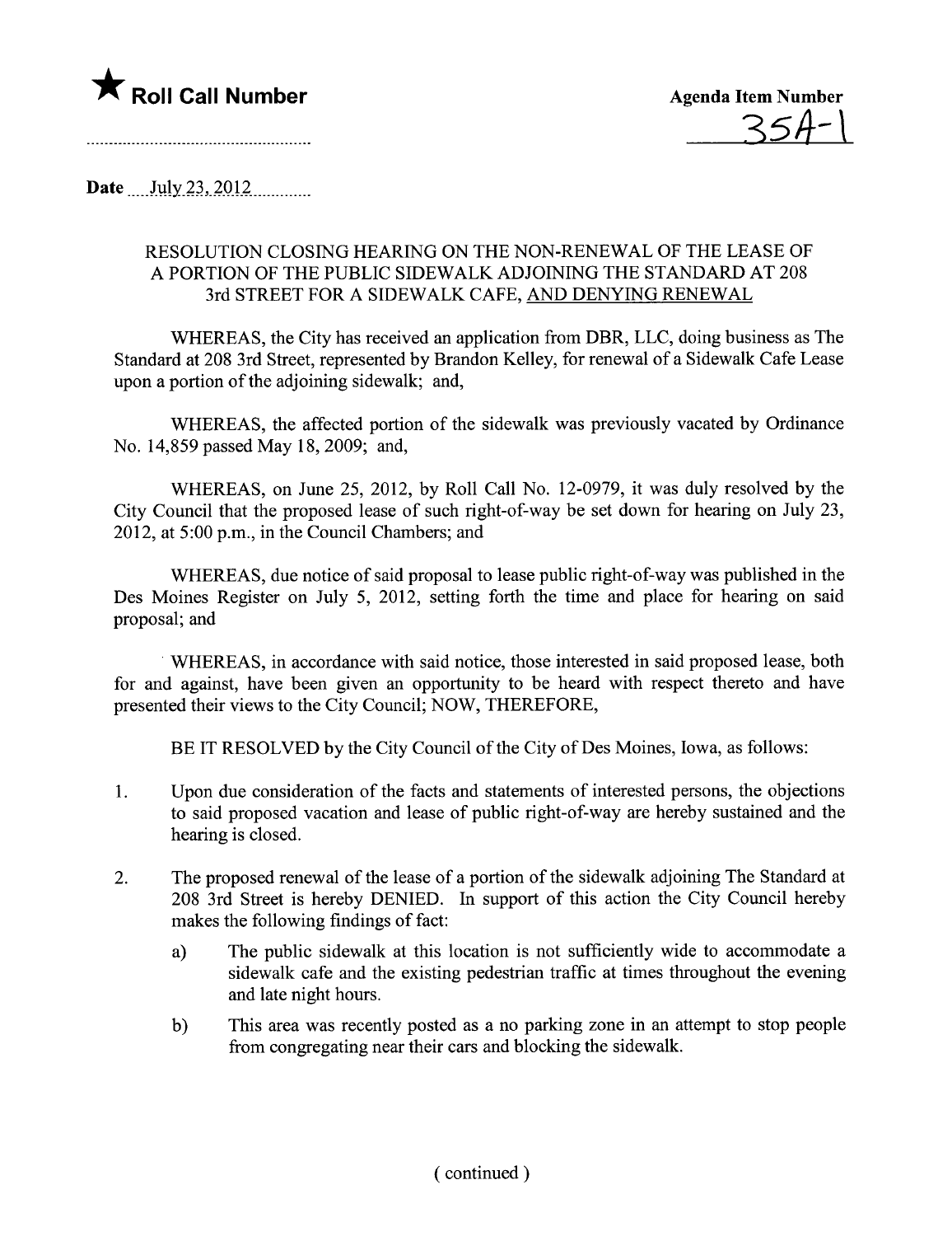★ **Roll Call Number**

**Agenda Item Number**
35A-1

**Date** July 23, 2012

RESOLUTION CLOSING HEARING ON THE NON-RENEWAL OF THE LEASE OF A PORTION OF THE PUBLIC SIDEWALK ADJOINING THE STANDARD AT 208 3rd STREET FOR A SIDEWALK CAFE, <u>AND DENYING RENEWAL</u>

WHEREAS, the City has received an application from DBR, LLC, doing business as The Standard at 208 3rd Street, represented by Brandon Kelley, for renewal of a Sidewalk Cafe Lease upon a portion of the adjoining sidewalk; and,

WHEREAS, the affected portion of the sidewalk was previously vacated by Ordinance No. 14,859 passed May 18, 2009; and,

WHEREAS, on June 25, 2012, by Roll Call No. 12-0979, it was duly resolved by the City Council that the proposed lease of such right-of-way be set down for hearing on July 23, 2012, at 5:00 p.m., in the Council Chambers; and

WHEREAS, due notice of said proposal to lease public right-of-way was published in the Des Moines Register on July 5, 2012, setting forth the time and place for hearing on said proposal; and

WHEREAS, in accordance with said notice, those interested in said proposed lease, both for and against, have been given an opportunity to be heard with respect thereto and have presented their views to the City Council; NOW, THEREFORE,

BE IT RESOLVED by the City Council of the City of Des Moines, Iowa, as follows:

1. Upon due consideration of the facts and statements of interested persons, the objections to said proposed vacation and lease of public right-of-way are hereby sustained and the hearing is closed.

2. The proposed renewal of the lease of a portion of the sidewalk adjoining The Standard at 208 3rd Street is hereby DENIED. In support of this action the City Council hereby makes the following findings of fact:

    a) The public sidewalk at this location is not sufficiently wide to accommodate a sidewalk cafe and the existing pedestrian traffic at times throughout the evening and late night hours.

    b) This area was recently posted as a no parking zone in an attempt to stop people from congregating near their cars and blocking the sidewalk.

( continued )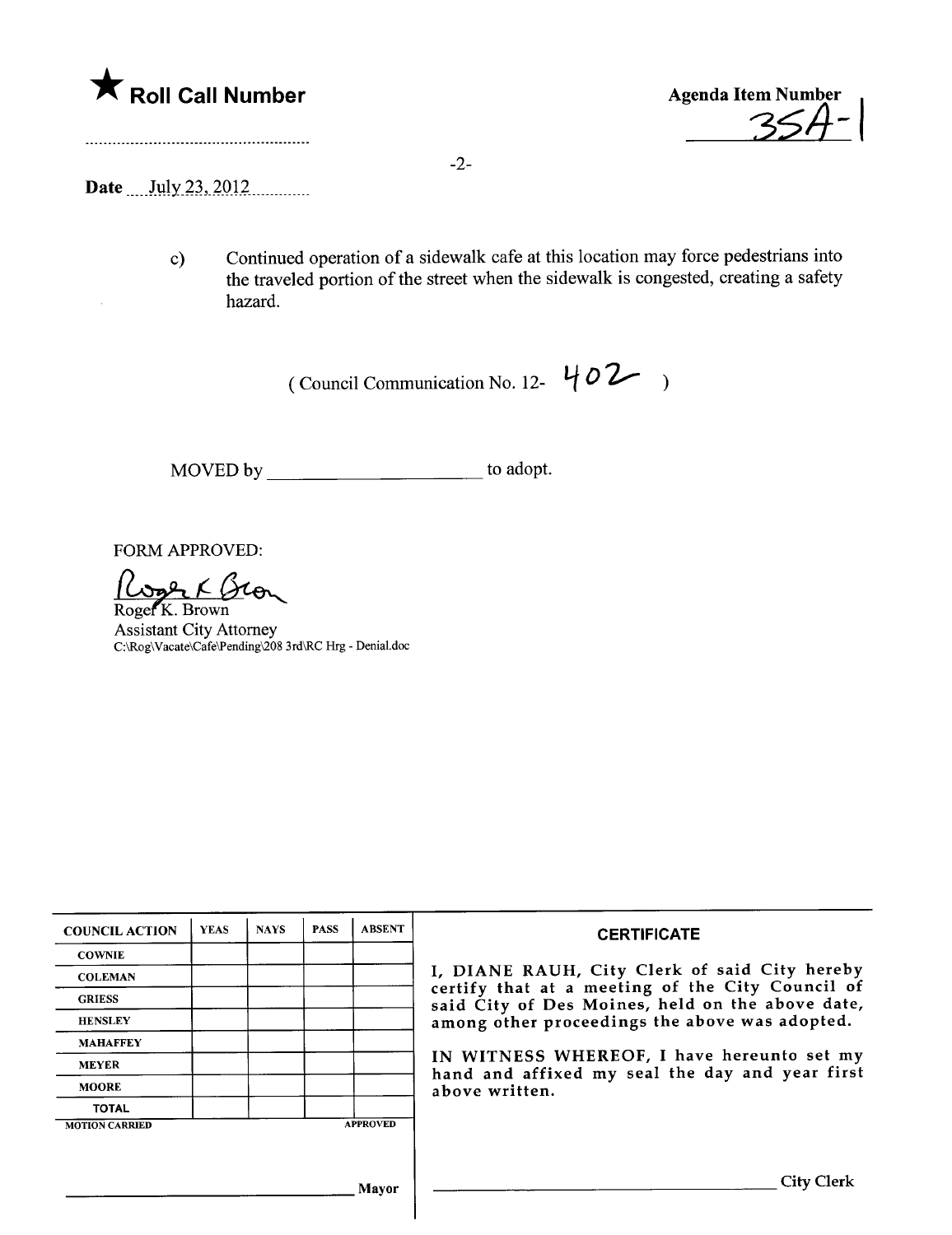★ **Roll Call Number**

Agenda Item Number
35A-1

Date July 23, 2012

c) Continued operation of a sidewalk cafe at this location may force pedestrians into the traveled portion of the street when the sidewalk is congested, creating a safety hazard.

( Council Communication No. 12- 402 )

MOVED by ____________________ to adopt.

FORM APPROVED:

Roger K. Brown
Roger K. Brown
Assistant City Attorney
C:\Rog\Vacate\Cafe\Pending\208 3rd\RC Hrg - Denial.doc

| COUNCIL ACTION | YEAS | NAYS | PASS | ABSENT |
|---|---|---|---|---|
| COWNIE | | | | |
| COLEMAN | | | | |
| GRIESS | | | | |
| HENSLEY | | | | |
| MAHAFFEY | | | | |
| MEYER | | | | |
| MOORE | | | | |
| TOTAL | | | | |

MOTION CARRIED APPROVED

______________________ Mayor

**CERTIFICATE**

I, DIANE RAUH, City Clerk of said City hereby certify that at a meeting of the City Council of said City of Des Moines, held on the above date, among other proceedings the above was adopted.

IN WITNESS WHEREOF, I have hereunto set my hand and affixed my seal the day and year first above written.

______________________ City Clerk